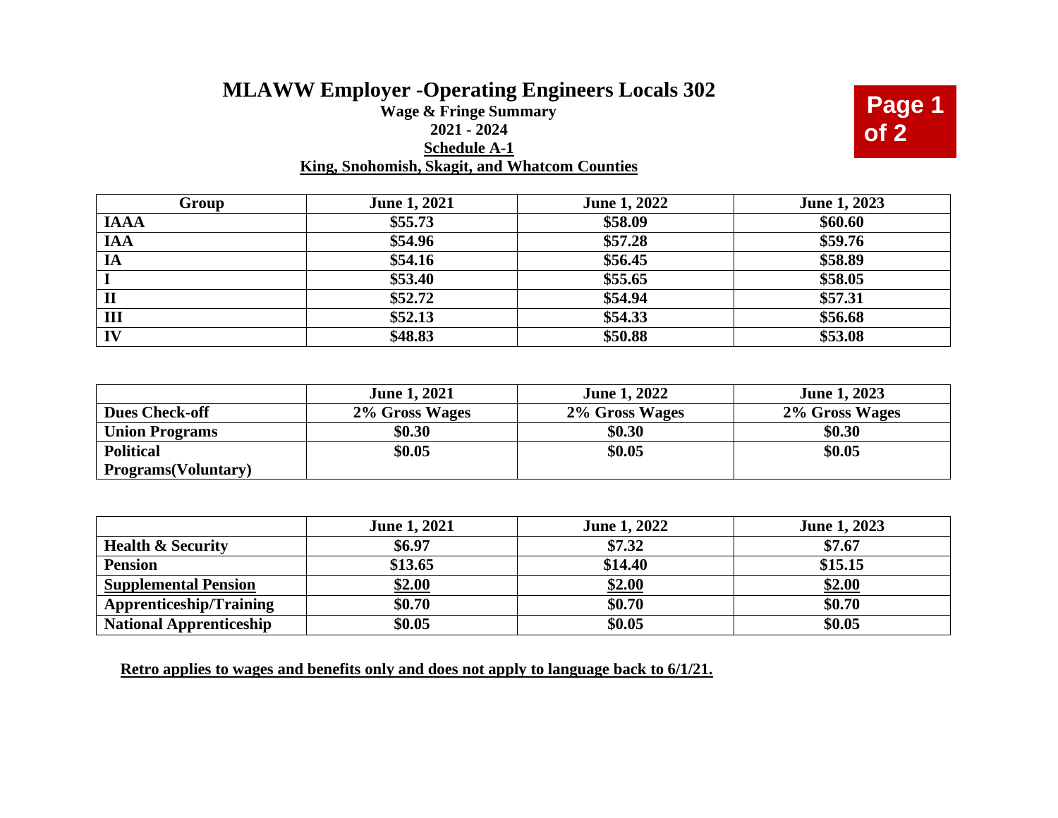# MLAWW Employer -Operating Engineers Locals 302

**Wage & Fringe Summary**

**2021 - 2024**

**Schedule A-1**

**King, Snohomish, Skagit, and Whatcom Counties**

| Group | June 1, 2021 | June 1, 2022 | June 1, 2023 |
|---|---|---|---|
| IAAA | $55.73 | $58.09 | $60.60 |
| IAA | $54.96 | $57.28 | $59.76 |
| IA | $54.16 | $56.45 | $58.89 |
| I | $53.40 | $55.65 | $58.05 |
| II | $52.72 | $54.94 | $57.31 |
| III | $52.13 | $54.33 | $56.68 |
| IV | $48.83 | $50.88 | $53.08 |

| | June 1, 2021 | June 1, 2022 | June 1, 2023 |
|---|---|---|---|
| Dues Check-off | 2% Gross Wages | 2% Gross Wages | 2% Gross Wages |
| Union Programs | $0.30 | $0.30 | $0.30 |
| Political Programs(Voluntary) | $0.05 | $0.05 | $0.05 |

| | June 1, 2021 | June 1, 2022 | June 1, 2023 |
|---|---|---|---|
| Health & Security | $6.97 | $7.32 | $7.67 |
| Pension | $13.65 | $14.40 | $15.15 |
| Supplemental Pension | $2.00 | $2.00 | $2.00 |
| Apprenticeship/Training | $0.70 | $0.70 | $0.70 |
| National Apprenticeship | $0.05 | $0.05 | $0.05 |

**Retro applies to wages and benefits only and does not apply to language back to 6/1/21.**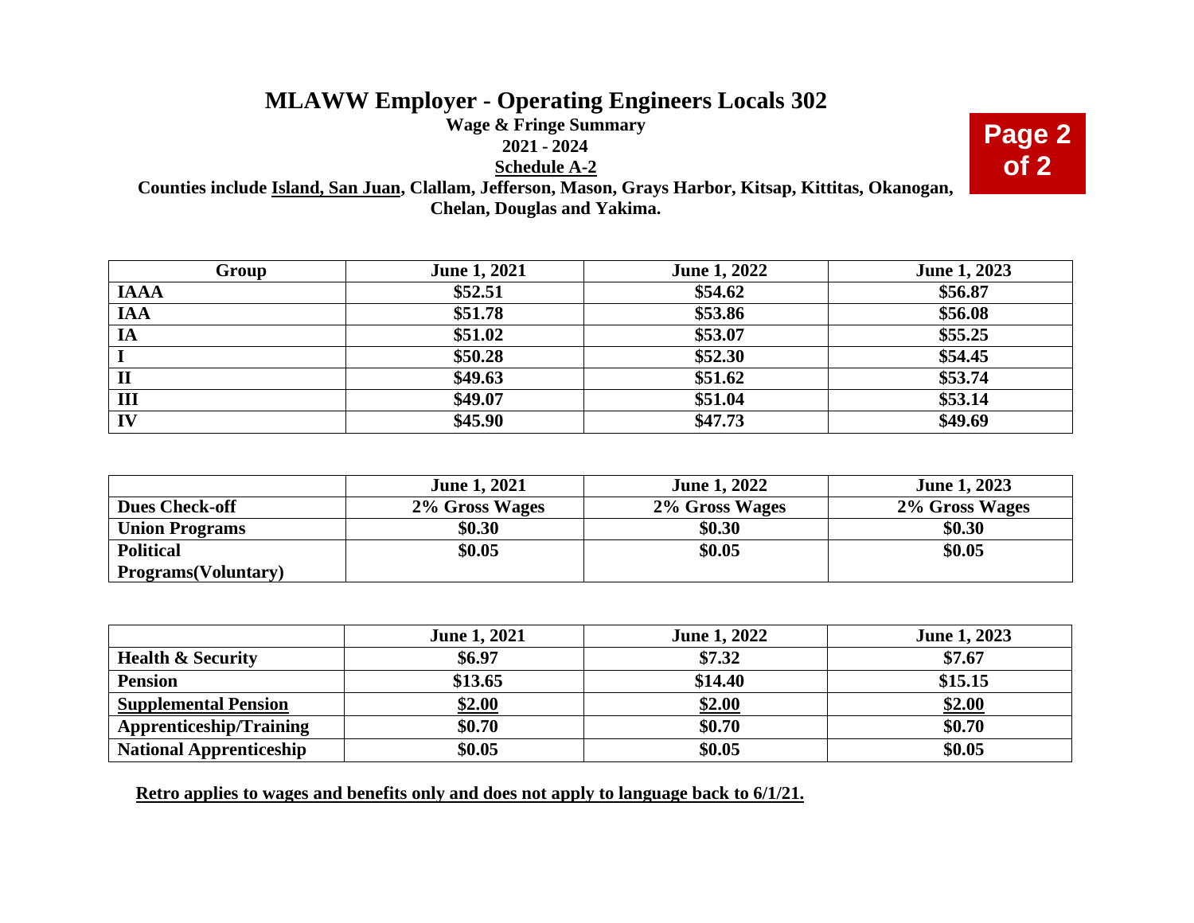# MLAWW Employer - Operating Engineers Locals 302

**Wage & Fringe Summary**

**2021 - 2024**

**Schedule A-2**

**Counties include Island, San Juan, Clallam, Jefferson, Mason, Grays Harbor, Kitsap, Kittitas, Okanogan, Chelan, Douglas and Yakima.**

| Group | June 1, 2021 | June 1, 2022 | June 1, 2023 |
|---|---|---|---|
| IAAA | $52.51 | $54.62 | $56.87 |
| IAA | $51.78 | $53.86 | $56.08 |
| IA | $51.02 | $53.07 | $55.25 |
| I | $50.28 | $52.30 | $54.45 |
| II | $49.63 | $51.62 | $53.74 |
| III | $49.07 | $51.04 | $53.14 |
| IV | $45.90 | $47.73 | $49.69 |

| | June 1, 2021 | June 1, 2022 | June 1, 2023 |
|---|---|---|---|
| Dues Check-off | 2% Gross Wages | 2% Gross Wages | 2% Gross Wages |
| Union Programs | $0.30 | $0.30 | $0.30 |
| Political Programs(Voluntary) | $0.05 | $0.05 | $0.05 |

| | June 1, 2021 | June 1, 2022 | June 1, 2023 |
|---|---|---|---|
| Health & Security | $6.97 | $7.32 | $7.67 |
| Pension | $13.65 | $14.40 | $15.15 |
| Supplemental Pension | $2.00 | $2.00 | $2.00 |
| Apprenticeship/Training | $0.70 | $0.70 | $0.70 |
| National Apprenticeship | $0.05 | $0.05 | $0.05 |

**Retro applies to wages and benefits only and does not apply to language back to 6/1/21.**